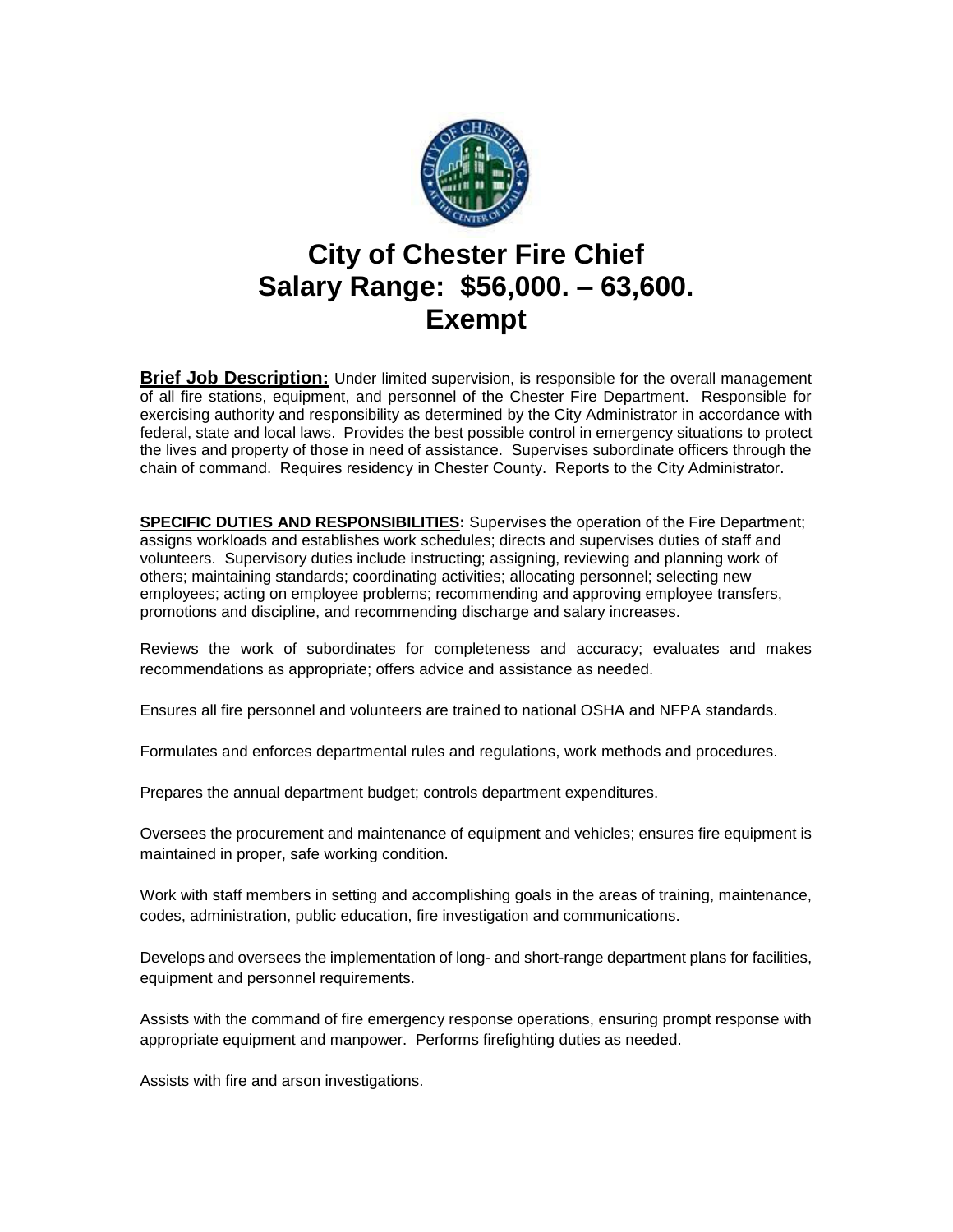# City of Chester Fire Chief
# Salary Range: $56,000. – 63,600.
# Exempt

**Brief Job Description:** Under limited supervision, is responsible for the overall management of all fire stations, equipment, and personnel of the Chester Fire Department. Responsible for exercising authority and responsibility as determined by the City Administrator in accordance with federal, state and local laws. Provides the best possible control in emergency situations to protect the lives and property of those in need of assistance. Supervises subordinate officers through the chain of command. Requires residency in Chester County. Reports to the City Administrator.

**SPECIFIC DUTIES AND RESPONSIBILITIES:** Supervises the operation of the Fire Department; assigns workloads and establishes work schedules; directs and supervises duties of staff and volunteers. Supervisory duties include instructing; assigning, reviewing and planning work of others; maintaining standards; coordinating activities; allocating personnel; selecting new employees; acting on employee problems; recommending and approving employee transfers, promotions and discipline, and recommending discharge and salary increases.

Reviews the work of subordinates for completeness and accuracy; evaluates and makes recommendations as appropriate; offers advice and assistance as needed.

Ensures all fire personnel and volunteers are trained to national OSHA and NFPA standards.

Formulates and enforces departmental rules and regulations, work methods and procedures.

Prepares the annual department budget; controls department expenditures.

Oversees the procurement and maintenance of equipment and vehicles; ensures fire equipment is maintained in proper, safe working condition.

Work with staff members in setting and accomplishing goals in the areas of training, maintenance, codes, administration, public education, fire investigation and communications.

Develops and oversees the implementation of long- and short-range department plans for facilities, equipment and personnel requirements.

Assists with the command of fire emergency response operations, ensuring prompt response with appropriate equipment and manpower. Performs firefighting duties as needed.

Assists with fire and arson investigations.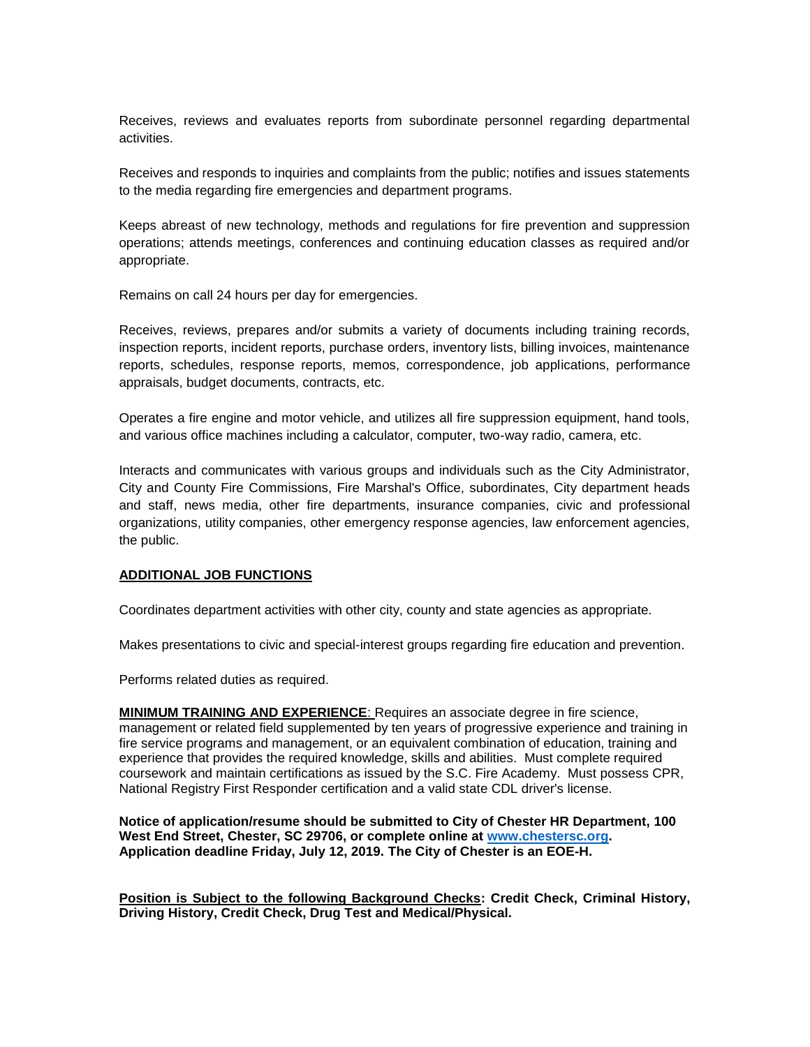Receives, reviews and evaluates reports from subordinate personnel regarding departmental activities.

Receives and responds to inquiries and complaints from the public; notifies and issues statements to the media regarding fire emergencies and department programs.

Keeps abreast of new technology, methods and regulations for fire prevention and suppression operations; attends meetings, conferences and continuing education classes as required and/or appropriate.

Remains on call 24 hours per day for emergencies.

Receives, reviews, prepares and/or submits a variety of documents including training records, inspection reports, incident reports, purchase orders, inventory lists, billing invoices, maintenance reports, schedules, response reports, memos, correspondence, job applications, performance appraisals, budget documents, contracts, etc.

Operates a fire engine and motor vehicle, and utilizes all fire suppression equipment, hand tools, and various office machines including a calculator, computer, two-way radio, camera, etc.

Interacts and communicates with various groups and individuals such as the City Administrator, City and County Fire Commissions, Fire Marshal's Office, subordinates, City department heads and staff, news media, other fire departments, insurance companies, civic and professional organizations, utility companies, other emergency response agencies, law enforcement agencies, the public.

**ADDITIONAL JOB FUNCTIONS**

Coordinates department activities with other city, county and state agencies as appropriate.

Makes presentations to civic and special-interest groups regarding fire education and prevention.

Performs related duties as required.

**MINIMUM TRAINING AND EXPERIENCE**: Requires an associate degree in fire science, management or related field supplemented by ten years of progressive experience and training in fire service programs and management, or an equivalent combination of education, training and experience that provides the required knowledge, skills and abilities. Must complete required coursework and maintain certifications as issued by the S.C. Fire Academy. Must possess CPR, National Registry First Responder certification and a valid state CDL driver's license.

**Notice of application/resume should be submitted to City of Chester HR Department, 100 West End Street, Chester, SC 29706, or complete online at www.chestersc.org. Application deadline Friday, July 12, 2019. The City of Chester is an EOE-H.**

**Position is Subject to the following Background Checks: Credit Check, Criminal History, Driving History, Credit Check, Drug Test and Medical/Physical.**